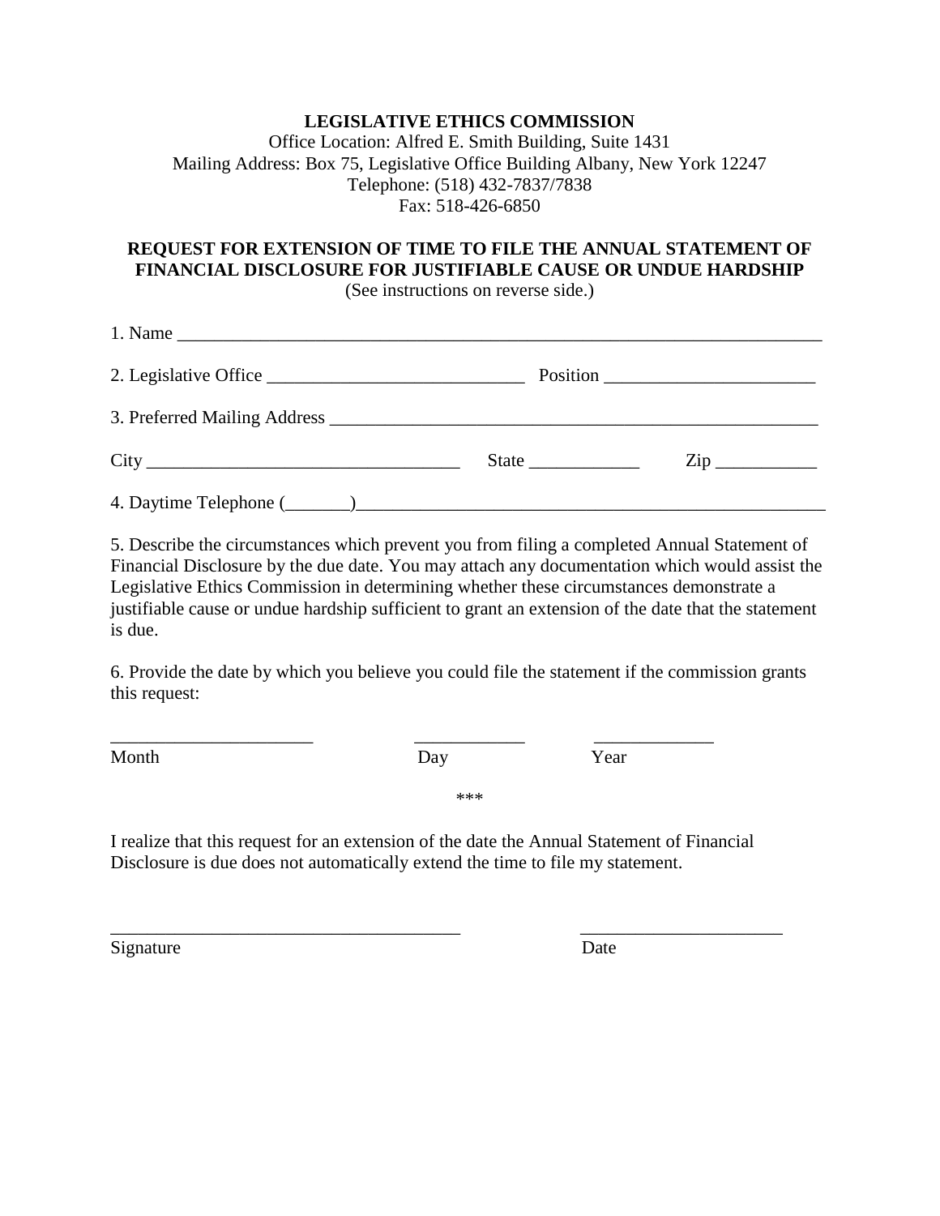**LEGISLATIVE ETHICS COMMISSION**
Office Location: Alfred E. Smith Building, Suite 1431
Mailing Address: Box 75, Legislative Office Building Albany, New York 12247
Telephone: (518) 432-7837/7838
Fax: 518-426-6850

**REQUEST FOR EXTENSION OF TIME TO FILE THE ANNUAL STATEMENT OF FINANCIAL DISCLOSURE FOR JUSTIFIABLE CAUSE OR UNDUE HARDSHIP**
(See instructions on reverse side.)

1. Name ___________________________________________________________________________

2. Legislative Office ____________________________ Position _______________________

3. Preferred Mailing Address _______________________________________________________

City __________________________________ State ____________ Zip ___________

4. Daytime Telephone (_______)_____________________________________________________

5. Describe the circumstances which prevent you from filing a completed Annual Statement of Financial Disclosure by the due date. You may attach any documentation which would assist the Legislative Ethics Commission in determining whether these circumstances demonstrate a justifiable cause or undue hardship sufficient to grant an extension of the date that the statement is due.

6. Provide the date by which you believe you could file the statement if the commission grants this request:

______________________ ____________ _____________
Month Day Year

***

I realize that this request for an extension of the date the Annual Statement of Financial Disclosure is due does not automatically extend the time to file my statement.

_______________________________________ ______________________
Signature Date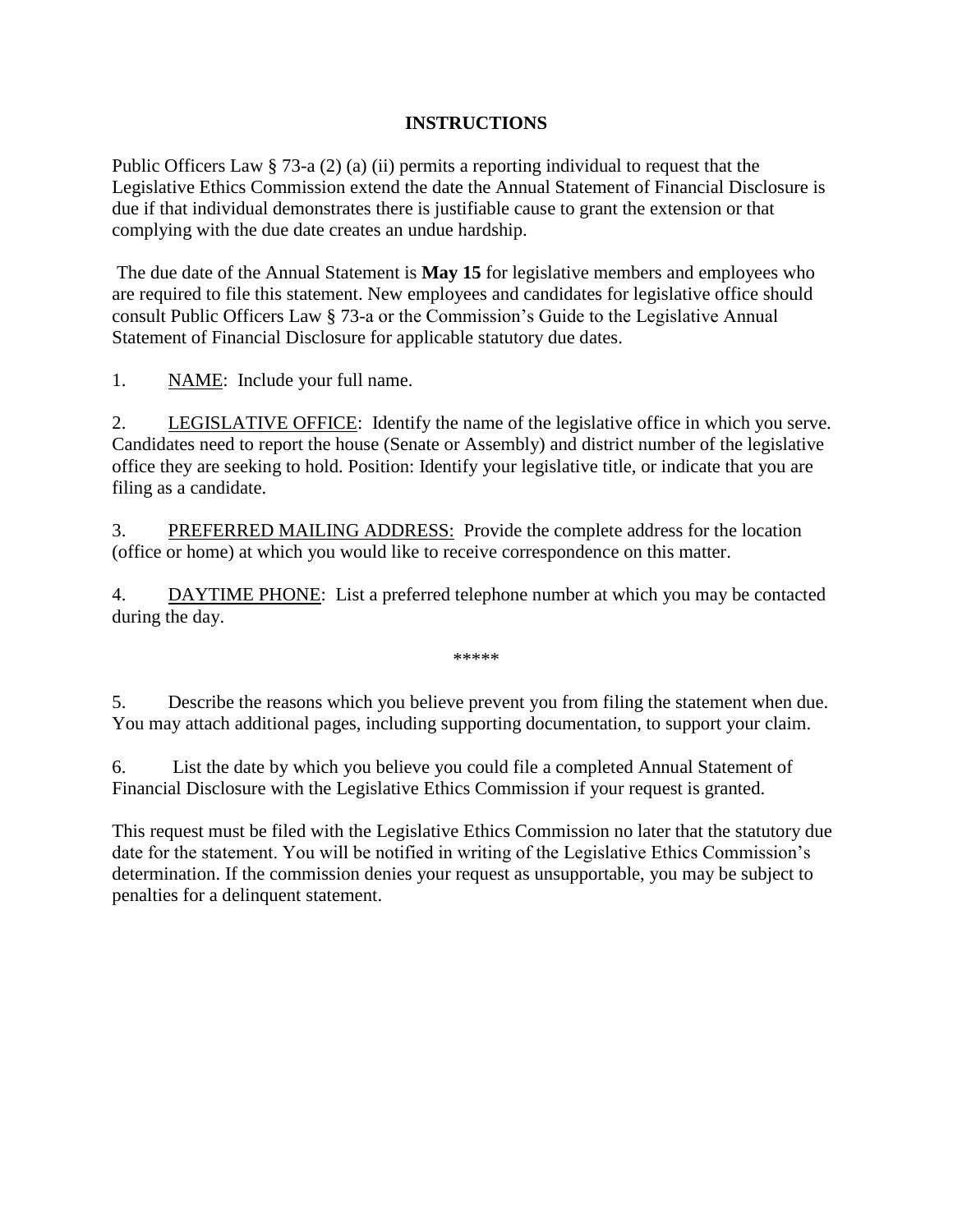## INSTRUCTIONS

Public Officers Law § 73-a (2) (a) (ii) permits a reporting individual to request that the Legislative Ethics Commission extend the date the Annual Statement of Financial Disclosure is due if that individual demonstrates there is justifiable cause to grant the extension or that complying with the due date creates an undue hardship.

The due date of the Annual Statement is **May 15** for legislative members and employees who are required to file this statement. New employees and candidates for legislative office should consult Public Officers Law § 73-a or the Commission's Guide to the Legislative Annual Statement of Financial Disclosure for applicable statutory due dates.

1. NAME: Include your full name.

2. LEGISLATIVE OFFICE: Identify the name of the legislative office in which you serve. Candidates need to report the house (Senate or Assembly) and district number of the legislative office they are seeking to hold. Position: Identify your legislative title, or indicate that you are filing as a candidate.

3. PREFERRED MAILING ADDRESS: Provide the complete address for the location (office or home) at which you would like to receive correspondence on this matter.

4. DAYTIME PHONE: List a preferred telephone number at which you may be contacted during the day.

*****

5. Describe the reasons which you believe prevent you from filing the statement when due. You may attach additional pages, including supporting documentation, to support your claim.

6. List the date by which you believe you could file a completed Annual Statement of Financial Disclosure with the Legislative Ethics Commission if your request is granted.

This request must be filed with the Legislative Ethics Commission no later that the statutory due date for the statement. You will be notified in writing of the Legislative Ethics Commission's determination. If the commission denies your request as unsupportable, you may be subject to penalties for a delinquent statement.